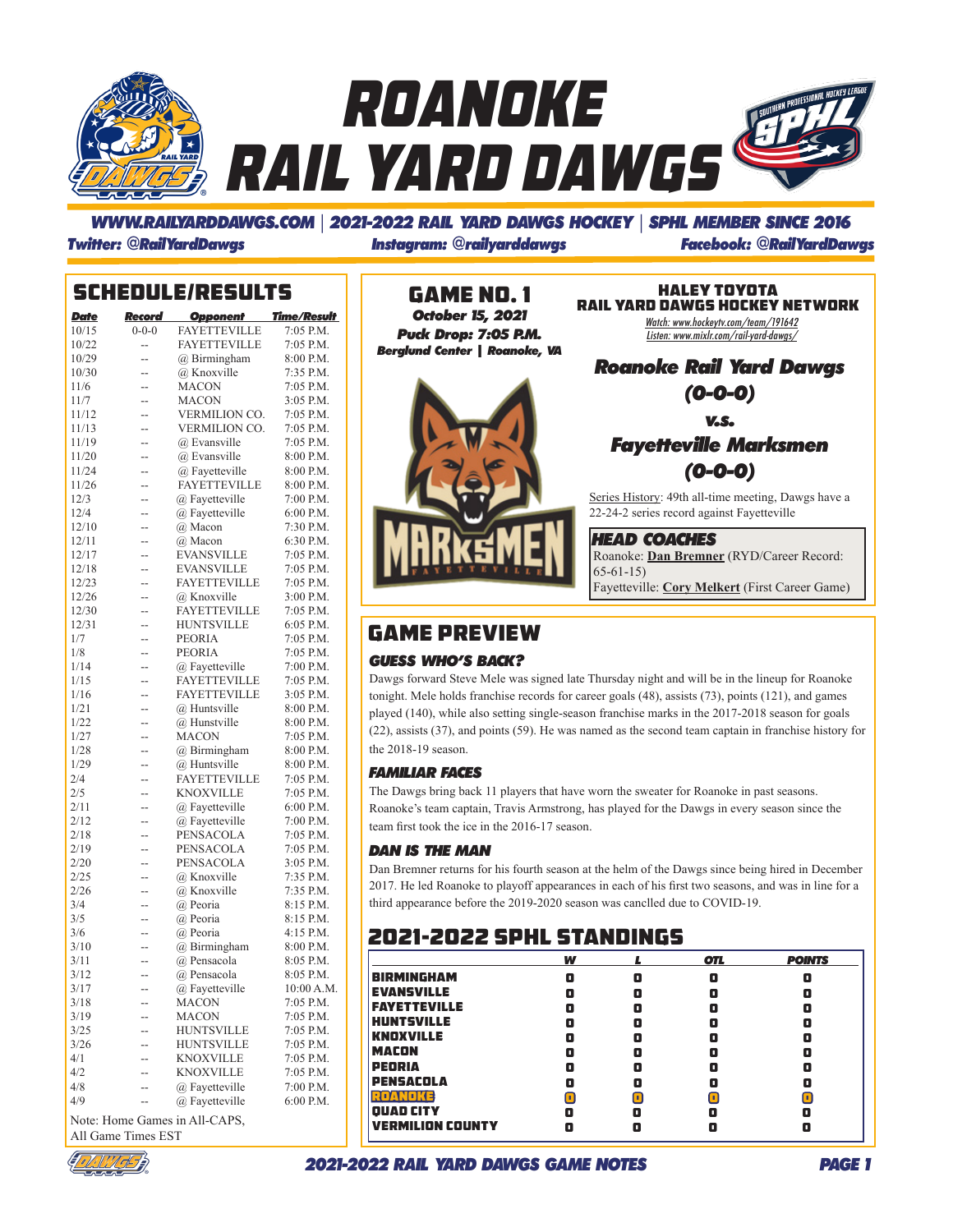# ROANOKE RAIL YARD DAWGS

**WWW.RAILYARDDAWGS.COM | 2021-2022 RAIL YARD DAWGS HOCKEY | SPHL MEMBER SINCE 2016**

**Twitter: @RailYardDawgs** **Instagram: @railyarddawgs** **Facebook: @RailYardDawgs**

## SCHEDULE/RESULTS

| Date | Record | Opponent | Time/Result |
|---|---|---|---|
| 10/15 | 0-0-0 | FAYETTEVILLE | 7:05 P.M. |
| 10/22 | -- | FAYETTEVILLE | 7:05 P.M. |
| 10/29 | -- | @ Birmingham | 8:00 P.M. |
| 10/30 | -- | @ Knoxville | 7:35 P.M. |
| 11/6 | -- | MACON | 7:05 P.M. |
| 11/7 | -- | MACON | 3:05 P.M. |
| 11/12 | -- | VERMILION CO. | 7:05 P.M. |
| 11/13 | -- | VERMILION CO. | 7:05 P.M. |
| 11/19 | -- | @ Evansville | 7:05 P.M. |
| 11/20 | -- | @ Evansville | 8:00 P.M. |
| 11/24 | -- | @ Fayetteville | 8:00 P.M. |
| 11/26 | -- | FAYETTEVILLE | 8:00 P.M. |
| 12/3 | -- | @ Fayetteville | 7:00 P.M. |
| 12/4 | -- | @ Fayetteville | 6:00 P.M. |
| 12/10 | -- | @ Macon | 7:30 P.M. |
| 12/11 | -- | @ Macon | 6:30 P.M. |
| 12/17 | -- | EVANSVILLE | 7:05 P.M. |
| 12/18 | -- | EVANSVILLE | 7:05 P.M. |
| 12/23 | -- | FAYETTEVILLE | 7:05 P.M. |
| 12/26 | -- | @ Knoxville | 3:00 P.M. |
| 12/30 | -- | FAYETTEVILLE | 7:05 P.M. |
| 12/31 | -- | HUNTSVILLE | 6:05 P.M. |
| 1/7 | -- | PEORIA | 7:05 P.M. |
| 1/8 | -- | PEORIA | 7:05 P.M. |
| 1/14 | -- | @ Fayetteville | 7:00 P.M. |
| 1/15 | -- | FAYETTEVILLE | 7:05 P.M. |
| 1/16 | -- | FAYETTEVILLE | 3:05 P.M. |
| 1/21 | -- | @ Huntsville | 8:00 P.M. |
| 1/22 | -- | @ Hunstville | 8:00 P.M. |
| 1/27 | -- | MACON | 7:05 P.M. |
| 1/28 | -- | @ Birmingham | 8:00 P.M. |
| 1/29 | -- | @ Huntsville | 8:00 P.M. |
| 2/4 | -- | FAYETTEVILLE | 7:05 P.M. |
| 2/5 | -- | KNOXVILLE | 7:05 P.M. |
| 2/11 | -- | @ Fayetteville | 6:00 P.M. |
| 2/12 | -- | @ Fayetteville | 7:00 P.M. |
| 2/18 | -- | PENSACOLA | 7:05 P.M. |
| 2/19 | -- | PENSACOLA | 7:05 P.M. |
| 2/20 | -- | PENSACOLA | 3:05 P.M. |
| 2/25 | -- | @ Knoxville | 7:35 P.M. |
| 2/26 | -- | @ Knoxville | 7:35 P.M. |
| 3/4 | -- | @ Peoria | 8:15 P.M. |
| 3/5 | -- | @ Peoria | 8:15 P.M. |
| 3/6 | -- | @ Peoria | 4:15 P.M. |
| 3/10 | -- | @ Birmingham | 8:00 P.M. |
| 3/11 | -- | @ Pensacola | 8:05 P.M. |
| 3/12 | -- | @ Pensacola | 8:05 P.M. |
| 3/17 | -- | @ Fayetteville | 10:00 A.M. |
| 3/18 | -- | MACON | 7:05 P.M. |
| 3/19 | -- | MACON | 7:05 P.M. |
| 3/25 | -- | HUNTSVILLE | 7:05 P.M. |
| 3/26 | -- | HUNTSVILLE | 7:05 P.M. |
| 4/1 | -- | KNOXVILLE | 7:05 P.M. |
| 4/2 | -- | KNOXVILLE | 7:05 P.M. |
| 4/8 | -- | @ Fayetteville | 7:00 P.M. |
| 4/9 | -- | @ Fayetteville | 6:00 P.M. |

Note: Home Games in All-CAPS, All Game Times EST

## GAME NO. 1

*October 15, 2021*

*Puck Drop: 7:05 P.M.*

*Berglund Center | Roanoke, VA*

### HALEY TOYOTA RAIL YARD DAWGS HOCKEY NETWORK

Watch: www.hockeytv.com/team/191642

Listen: www.mixlr.com/rail-yard-dawgs/

**Roanoke Rail Yard Dawgs (0-0-0)**

**v.s.**

**Fayetteville Marksmen (0-0-0)**

Series History: 49th all-time meeting, Dawgs have a 22-24-2 series record against Fayetteville

### HEAD COACHES

Roanoke: **Dan Bremner** (RYD/Career Record: 65-61-15)

Fayetteville: **Cory Melkert** (First Career Game)

## GAME PREVIEW

### GUESS WHO'S BACK?

Dawgs forward Steve Mele was signed late Thursday night and will be in the lineup for Roanoke tonight. Mele holds franchise records for career goals (48), assists (73), points (121), and games played (140), while also setting single-season franchise marks in the 2017-2018 season for goals (22), assists (37), and points (59). He was named as the second team captain in franchise history for the 2018-19 season.

### FAMILIAR FACES

The Dawgs bring back 11 players that have worn the sweater for Roanoke in past seasons. Roanoke's team captain, Travis Armstrong, has played for the Dawgs in every season since the team first took the ice in the 2016-17 season.

### DAN IS THE MAN

Dan Bremner returns for his fourth season at the helm of the Dawgs since being hired in December 2017. He led Roanoke to playoff appearances in each of his first two seasons, and was in line for a third appearance before the 2019-2020 season was canclled due to COVID-19.

## 2021-2022 SPHL STANDINGS

| | W | L | OTL | POINTS |
|---|---|---|---|---|
| BIRMINGHAM | 0 | 0 | 0 | 0 |
| EVANSVILLE | 0 | 0 | 0 | 0 |
| FAYETTEVILLE | 0 | 0 | 0 | 0 |
| HUNTSVILLE | 0 | 0 | 0 | 0 |
| KNOXVILLE | 0 | 0 | 0 | 0 |
| MACON | 0 | 0 | 0 | 0 |
| PEORIA | 0 | 0 | 0 | 0 |
| PENSACOLA | 0 | 0 | 0 | 0 |
| ROANOKE | 0 | 0 | 0 | 0 |
| QUAD CITY | 0 | 0 | 0 | 0 |
| VERMILION COUNTY | 0 | 0 | 0 | 0 |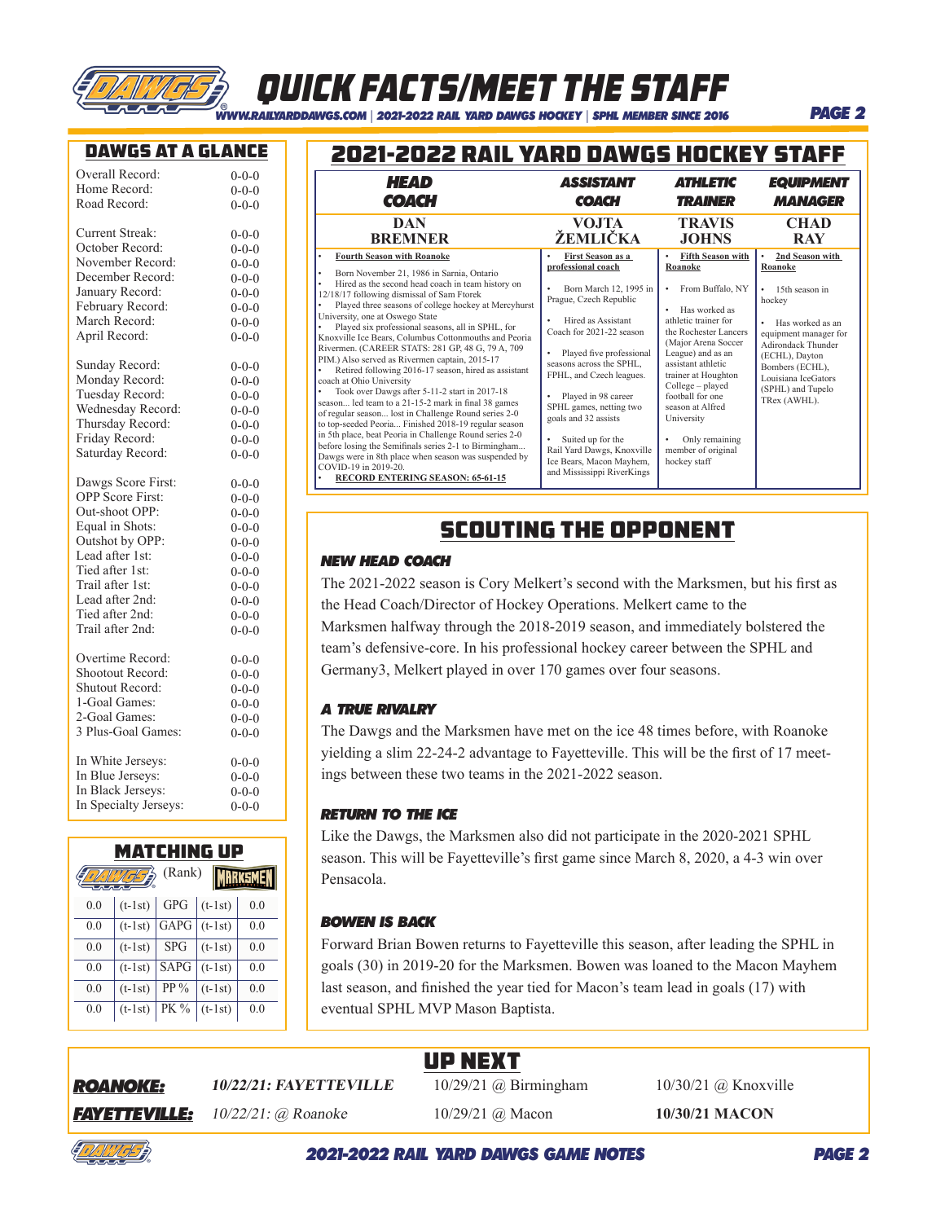# QUICK FACTS/MEET THE STAFF

WWW.RAILYARDDAWGS.COM | 2021-2022 RAIL YARD DAWGS HOCKEY | SPHL MEMBER SINCE 2016

## DAWGS AT A GLANCE

| | |
|---|---|
| Overall Record: | 0-0-0 |
| Home Record: | 0-0-0 |
| Road Record: | 0-0-0 |
| Current Streak: | 0-0-0 |
| October Record: | 0-0-0 |
| November Record: | 0-0-0 |
| December Record: | 0-0-0 |
| January Record: | 0-0-0 |
| February Record: | 0-0-0 |
| March Record: | 0-0-0 |
| April Record: | 0-0-0 |
| Sunday Record: | 0-0-0 |
| Monday Record: | 0-0-0 |
| Tuesday Record: | 0-0-0 |
| Wednesday Record: | 0-0-0 |
| Thursday Record: | 0-0-0 |
| Friday Record: | 0-0-0 |
| Saturday Record: | 0-0-0 |
| Dawgs Score First: | 0-0-0 |
| OPP Score First: | 0-0-0 |
| Out-shoot OPP: | 0-0-0 |
| Equal in Shots: | 0-0-0 |
| Outshot by OPP: | 0-0-0 |
| Lead after 1st: | 0-0-0 |
| Tied after 1st: | 0-0-0 |
| Trail after 1st: | 0-0-0 |
| Lead after 2nd: | 0-0-0 |
| Tied after 2nd: | 0-0-0 |
| Trail after 2nd: | 0-0-0 |
| Overtime Record: | 0-0-0 |
| Shootout Record: | 0-0-0 |
| Shutout Record: | 0-0-0 |
| 1-Goal Games: | 0-0-0 |
| 2-Goal Games: | 0-0-0 |
| 3 Plus-Goal Games: | 0-0-0 |
| In White Jerseys: | 0-0-0 |
| In Blue Jerseys: | 0-0-0 |
| In Black Jerseys: | 0-0-0 |
| In Specialty Jerseys: | 0-0-0 |

## MATCHING UP

| DAWGS | | (Rank) | | MARKSMEN |
|---|---|---|---|---|
| 0.0 | (t-1st) | GPG | (t-1st) | 0.0 |
| 0.0 | (t-1st) | GAPG | (t-1st) | 0.0 |
| 0.0 | (t-1st) | SPG | (t-1st) | 0.0 |
| 0.0 | (t-1st) | SAPG | (t-1st) | 0.0 |
| 0.0 | (t-1st) | PP % | (t-1st) | 0.0 |
| 0.0 | (t-1st) | PK % | (t-1st) | 0.0 |

## 2021-2022 RAIL YARD DAWGS HOCKEY STAFF

| HEAD COACH | ASSISTANT COACH | ATHLETIC TRAINER | EQUIPMENT MANAGER |
|---|---|---|---|
| DAN BREMNER | VOJTA ŽEMLIČKA | TRAVIS JOHNS | CHAD RAY |
| • **Fourth Season with Roanoke**<br>• Born November 21, 1986 in Sarnia, Ontario<br>• Hired as the second head coach in team history on 12/18/17 following dismissal of Sam Ftorek<br>• Played three seasons of college hockey at Mercyhurst University, one at Oswego State<br>• Played six professional seasons, all in SPHL, for Knoxville Ice Bears, Columbus Cottonmouths and Peoria Rivermen. (CAREER STATS: 281 GP, 48 G, 79 A, 709 PIM.) Also served as Rivermen captain, 2015-17<br>• Retired following 2016-17 season, hired as assistant coach at Ohio University<br>• Took over Dawgs after 5-11-2 start in 2017-18 season... led team to a 21-15-2 mark in final 38 games of regular season... lost in Challenge Round series 2-0 to top-seeded Peoria... Finished 2018-19 regular season in 5th place, beat Peoria in Challenge Round series 2-0 before losing the Semifinals series 2-1 to Birmingham... Dawgs were in 8th place when season was suspended by COVID-19 in 2019-20.<br>• **RECORD ENTERING SEASON: 65-61-15** | • **First Season as a professional coach**<br>• Born March 12, 1995 in Prague, Czech Republic<br>• Hired as Assistant Coach for 2021-22 season<br>• Played five professional seasons across the SPHL, FPHL, and Czech leagues.<br>• Played in 98 career SPHL games, netting two goals and 32 assists<br>• Suited up for the Rail Yard Dawgs, Knoxville Ice Bears, Macon Mayhem, and Mississippi RiverKings | • **Fifth Season with Roanoke**<br>• From Buffalo, NY<br>• Has worked as athletic trainer for the Rochester Lancers (Major Arena Soccer League) and as an assistant athletic trainer at Houghton College – played football for one season at Alfred University<br>• Only remaining member of original hockey staff | • **2nd Season with Roanoke**<br>• 15th season in hockey<br>• Has worked as an equipment manager for Adirondack Thunder (ECHL), Dayton Bombers (ECHL), Louisiana IceGators (SPHL) and Tupelo TRex (AWHL). |

## SCOUTING THE OPPONENT

### *NEW HEAD COACH*

The 2021-2022 season is Cory Melkert's second with the Marksmen, but his first as the Head Coach/Director of Hockey Operations. Melkert came to the Marksmen halfway through the 2018-2019 season, and immediately bolstered the team's defensive-core. In his professional hockey career between the SPHL and Germany3, Melkert played in over 170 games over four seasons.

### *A TRUE RIVALRY*

The Dawgs and the Marksmen have met on the ice 48 times before, with Roanoke yielding a slim 22-24-2 advantage to Fayetteville. This will be the first of 17 meetings between these two teams in the 2021-2022 season.

### *RETURN TO THE ICE*

Like the Dawgs, the Marksmen also did not participate in the 2020-2021 SPHL season. This will be Fayetteville's first game since March 8, 2020, a 4-3 win over Pensacola.

### *BOWEN IS BACK*

Forward Brian Bowen returns to Fayetteville this season, after leading the SPHL in goals (30) in 2019-20 for the Marksmen. Bowen was loaned to the Macon Mayhem last season, and finished the year tied for Macon's team lead in goals (17) with eventual SPHL MVP Mason Baptista.

## UP NEXT

| | | | |
|---|---|---|---|
| ***ROANOKE:*** | ***10/22/21: FAYETTEVILLE*** | 10/29/21 @ Birmingham | 10/30/21 @ Knoxville |
| ***FAYETTEVILLE:*** | *10/22/21: @ Roanoke* | 10/29/21 @ Macon | **10/30/21 MACON** |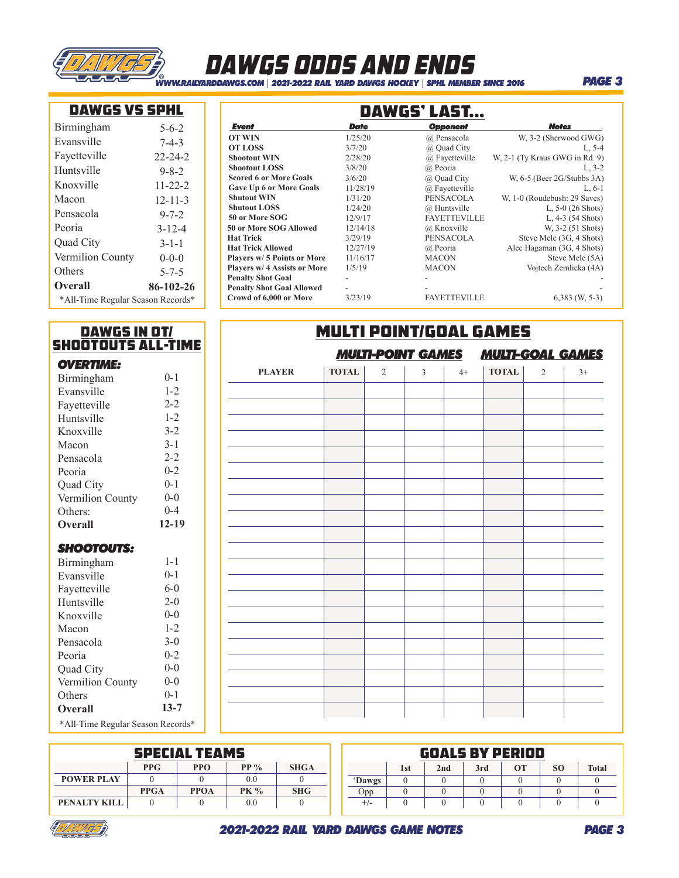# DAWGS ODDS AND ENDS

WWW.RAILYARDDAWGS.COM | 2021-2022 RAIL YARD DAWGS HOCKEY | SPHL MEMBER SINCE 2016

## DAWGS VS SPHL

| Team | Record |
|---|---|
| Birmingham | 5-6-2 |
| Evansville | 7-4-3 |
| Fayetteville | 22-24-2 |
| Huntsville | 9-8-2 |
| Knoxville | 11-22-2 |
| Macon | 12-11-3 |
| Pensacola | 9-7-2 |
| Peoria | 3-12-4 |
| Quad City | 3-1-1 |
| Vermilion County | 0-0-0 |
| Others | 5-7-5 |
| **Overall** | **86-102-26** |

*All-Time Regular Season Records*

## DAWGS' LAST...

| Event | Date | Opponent | Notes |
|---|---|---|---|
| **OT WIN** | 1/25/20 | @ Pensacola | W, 3-2 (Sherwood GWG) |
| **OT LOSS** | 3/7/20 | @ Quad City | L, 5-4 |
| **Shootout WIN** | 2/28/20 | @ Fayetteville | W, 2-1 (Ty Kraus GWG in Rd. 9) |
| **Shootout LOSS** | 3/8/20 | @ Peoria | L, 3-2 |
| **Scored 6 or More Goals** | 3/6/20 | @ Quad City | W, 6-5 (Beer 2G/Stubbs 3A) |
| **Gave Up 6 or More Goals** | 11/28/19 | @ Fayetteville | L, 6-1 |
| **Shutout WIN** | 1/31/20 | PENSACOLA | W, 1-0 (Roudebush: 29 Saves) |
| **Shutout LOSS** | 1/24/20 | @ Huntsville | L, 5-0 (26 Shots) |
| **50 or More SOG** | 12/9/17 | FAYETTEVILLE | L, 4-3 (54 Shots) |
| **50 or More SOG Allowed** | 12/14/18 | @ Knoxville | W, 3-2 (51 Shots) |
| **Hat Trick** | 3/29/19 | PENSACOLA | Steve Mele (3G, 4 Shots) |
| **Hat Trick Allowed** | 12/27/19 | @ Peoria | Alec Hagaman (3G, 4 Shots) |
| **Players w/ 5 Points or More** | 11/16/17 | MACON | Steve Mele (5A) |
| **Players w/ 4 Assists or More** | 1/5/19 | MACON | Vojtech Zemlicka (4A) |
| **Penalty Shot Goal** | - | - | - |
| **Penalty Shot Goal Allowed** | - | - | - |
| **Crowd of 6,000 or More** | 3/23/19 | FAYETTEVILLE | 6,383 (W, 5-3) |

## DAWGS IN OT/ SHOOTOUTS ALL-TIME

### OVERTIME:

| Team | Record |
|---|---|
| Birmingham | 0-1 |
| Evansville | 1-2 |
| Fayetteville | 2-2 |
| Huntsville | 1-2 |
| Knoxville | 3-2 |
| Macon | 3-1 |
| Pensacola | 2-2 |
| Peoria | 0-2 |
| Quad City | 0-1 |
| Vermilion County | 0-0 |
| Others: | 0-4 |
| **Overall** | **12-19** |

### SHOOTOUTS:

| Team | Record |
|---|---|
| Birmingham | 1-1 |
| Evansville | 0-1 |
| Fayetteville | 6-0 |
| Huntsville | 2-0 |
| Knoxville | 0-0 |
| Macon | 1-2 |
| Pensacola | 3-0 |
| Peoria | 0-2 |
| Quad City | 0-0 |
| Vermilion County | 0-0 |
| Others | 0-1 |
| **Overall** | **13-7** |

*All-Time Regular Season Records*

## MULTI POINT/GOAL GAMES

| | MULTI-POINT GAMES | | | | MULTI-GOAL GAMES | | |
|---|---|---|---|---|---|---|---|
| **PLAYER** | **TOTAL** | 2 | 3 | 4+ | **TOTAL** | 2 | 3+ |

## SPECIAL TEAMS

| | PPG | PPO | PP % | SHGA |
|---|---|---|---|---|
| **POWER PLAY** | 0 | 0 | 0.0 | 0 |
| | **PPGA** | **PPOA** | **PK %** | **SHG** |
| **PENALTY KILL** | 0 | 0 | 0.0 | 0 |

## GOALS BY PERIOD

| | 1st | 2nd | 3rd | OT | SO | Total |
|---|---|---|---|---|---|---|
| 'Dawgs | 0 | 0 | 0 | 0 | 0 | 0 |
| Opp. | 0 | 0 | 0 | 0 | 0 | 0 |
| +/- | 0 | 0 | 0 | 0 | 0 | 0 |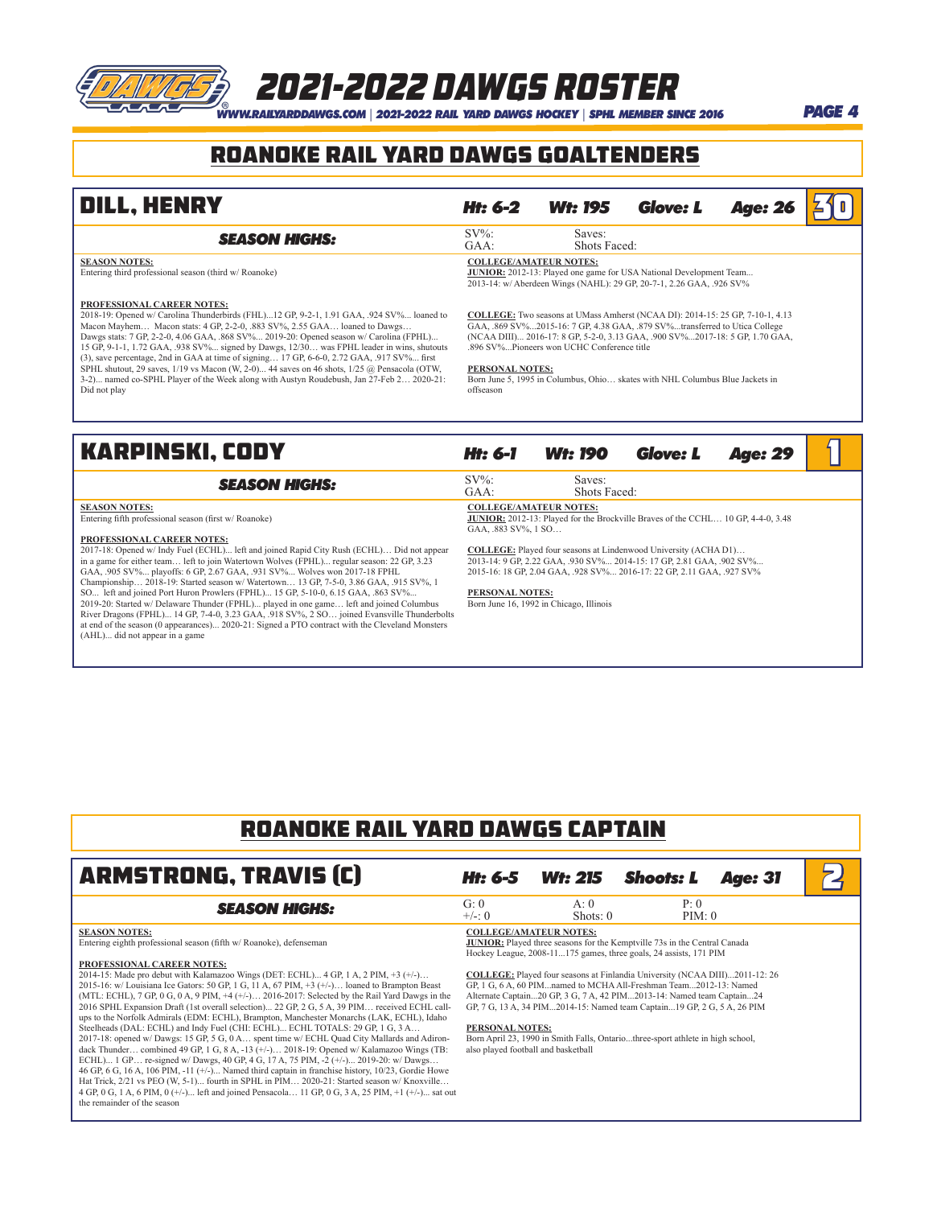# 2021-2022 DAWGS ROSTER

## ROANOKE RAIL YARD DAWGS GOALTENDERS

### DILL, HENRY

**Ht: 6-2 | Wt: 195 | Glove: L | Age: 26 | #30**

**SEASON HIGHS:**

SV%: | Saves:
GAA: | Shots Faced:

**SEASON NOTES:**
Entering third professional season (third w/ Roanoke)

**PROFESSIONAL CAREER NOTES:**
2018-19: Opened w/ Carolina Thunderbirds (FHL)...12 GP, 9-2-1, 1.91 GAA, .924 SV%... loaned to Macon Mayhem... Macon stats: 4 GP, 2-2-0, .883 SV%, 2.55 GAA... loaned to Dawgs... Dawgs stats: 7 GP, 2-2-0, 4.06 GAA, .868 SV%... 2019-20: Opened season w/ Carolina (FPHL)... 15 GP, 9-1-1, 1.72 GAA, .938 SV%... signed by Dawgs, 12/30... was FPHL leader in wins, shutouts (3), save percentage, 2nd in GAA at time of signing... 17 GP, 6-6-0, 2.72 GAA, .917 SV%... first SPHL shutout, 29 saves, 1/19 vs Macon (W, 2-0)... 44 saves on 46 shots, 1/25 @ Pensacola (OTW, 3-2)... named co-SPHL Player of the Week along with Austyn Roudebush, Jan 27-Feb 2... 2020-21: Did not play

**COLLEGE/AMATEUR NOTES:**
**JUNIOR:** 2012-13: Played one game for USA National Development Team... 2013-14: w/ Aberdeen Wings (NAHL): 29 GP, 20-7-1, 2.26 GAA, .926 SV%

**COLLEGE:** Two seasons at UMass Amherst (NCAA DI): 2014-15: 25 GP, 7-10-1, 4.13 GAA, .869 SV%...2015-16: 7 GP, 4.38 GAA, .879 SV%...transferred to Utica College (NCAA DIII)... 2016-17: 8 GP, 5-2-0, 3.13 GAA, .900 SV%...2017-18: 5 GP, 1.70 GAA, .896 SV%...Pioneers won UCHC Conference title

**PERSONAL NOTES:**
Born June 5, 1995 in Columbus, Ohio… skates with NHL Columbus Blue Jackets in offseason

### KARPINSKI, CODY

**Ht: 6-1 | Wt: 190 | Glove: L | Age: 29 | #1**

**SEASON HIGHS:**

SV%: | Saves:
GAA: | Shots Faced:

**SEASON NOTES:**
Entering fifth professional season (first w/ Roanoke)

**PROFESSIONAL CAREER NOTES:**
2017-18: Opened w/ Indy Fuel (ECHL)... left and joined Rapid City Rush (ECHL)… Did not appear in a game for either team… left to join Watertown Wolves (FPHL)... regular season: 22 GP, 3.23 GAA, .905 SV%... playoffs: 6 GP, 2.67 GAA, .931 SV%... Wolves won 2017-18 FPHL Championship… 2018-19: Started season w/ Watertown… 13 GP, 7-5-0, 3.86 GAA, .915 SV%, 1 SO... left and joined Port Huron Prowlers (FPHL)... 15 GP, 5-10-0, 6.15 GAA, .863 SV%... 2019-20: Started w/ Delaware Thunder (FPHL)... played in one game… left and joined Columbus River Dragons (FPHL)... 14 GP, 7-4-0, 3.23 GAA, .918 SV%, 2 SO… joined Evansville Thunderbolts at end of the season (0 appearances)... 2020-21: Signed a PTO contract with the Cleveland Monsters (AHL)... did not appear in a game

**COLLEGE/AMATEUR NOTES:**
**JUNIOR:** 2012-13: Played for the Brockville Braves of the CCHL… 10 GP, 4-4-0, 3.48 GAA, .883 SV%, 1 SO…

**COLLEGE:** Played four seasons at Lindenwood University (ACHA D1)… 2013-14: 9 GP, 2.22 GAA, .930 SV%... 2014-15: 17 GP, 2.81 GAA, .902 SV%... 2015-16: 18 GP, 2.04 GAA, .928 SV%... 2016-17: 22 GP, 2.11 GAA, .927 SV%

**PERSONAL NOTES:**
Born June 16, 1992 in Chicago, Illinois

## ROANOKE RAIL YARD DAWGS CAPTAIN

### ARMSTRONG, TRAVIS (C)

**Ht: 6-5 | Wt: 215 | Shoots: L | Age: 31 | #2**

**SEASON HIGHS:**

G: 0 | A: 0 | P: 0
+/-: 0 | Shots: 0 | PIM: 0

**SEASON NOTES:**
Entering eighth professional season (fifth w/ Roanoke), defenseman

**PROFESSIONAL CAREER NOTES:**
2014-15: Made pro debut with Kalamazoo Wings (DET: ECHL)... 4 GP, 1 A, 2 PIM, +3 (+/-)… 2015-16: w/ Louisiana Ice Gators: 50 GP, 1 G, 11 A, 67 PIM, +3 (+/-)… loaned to Brampton Beast (MTL: ECHL), 7 GP, 0 G, 0 A, 9 PIM, +4 (+/-)… 2016-2017: Selected by the Rail Yard Dawgs in the 2016 SPHL Expansion Draft (1st overall selection)... 22 GP, 2 G, 5 A, 39 PIM… received ECHL call-ups to the Norfolk Admirals (EDM: ECHL), Brampton, Manchester Monarchs (LAK, ECHL), Idaho Steelheads (DAL: ECHL) and Indy Fuel (CHI: ECHL)... ECHL TOTALS: 29 GP, 1 G, 3 A… 2017-18: opened w/ Dawgs: 15 GP, 5 G, 0 A… spent time w/ ECHL Quad City Mallards and Adirondack Thunder… combined 49 GP, 1 G, 8 A, -13 (+/-)… 2018-19: Opened w/ Kalamazoo Wings (TB: ECHL)... 1 GP… re-signed w/ Dawgs, 40 GP, 4 G, 17 A, 75 PIM, -2 (+/-)... 2019-20: w/ Dawgs… 46 GP, 6 G, 16 A, 106 PIM, -11 (+/-)... Named third captain in franchise history, 10/23, Gordie Howe Hat Trick, 2/21 vs PEO (W, 5-1)... fourth in SPHL in PIM… 2020-21: Started season w/ Knoxville… 4 GP, 0 G, 1 A, 6 PIM, 0 (+/-)... left and joined Pensacola… 11 GP, 0 G, 3 A, 25 PIM, +1 (+/-)... sat out the remainder of the season

**COLLEGE/AMATEUR NOTES:**
**JUNIOR:** Played three seasons for the Kemptville 73s in the Central Canada Hockey League, 2008-11...175 games, three goals, 24 assists, 171 PIM

**COLLEGE:** Played four seasons at Finlandia University (NCAA DIII)...2011-12: 26 GP, 1 G, 6 A, 60 PIM...named to MCHA All-Freshman Team...2012-13: Named Alternate Captain...20 GP, 3 G, 7 A, 42 PIM...2013-14: Named team Captain...24 GP, 7 G, 13 A, 34 PIM...2014-15: Named team Captain...19 GP, 2 G, 5 A, 26 PIM

**PERSONAL NOTES:**
Born April 23, 1990 in Smith Falls, Ontario...three-sport athlete in high school, also played football and basketball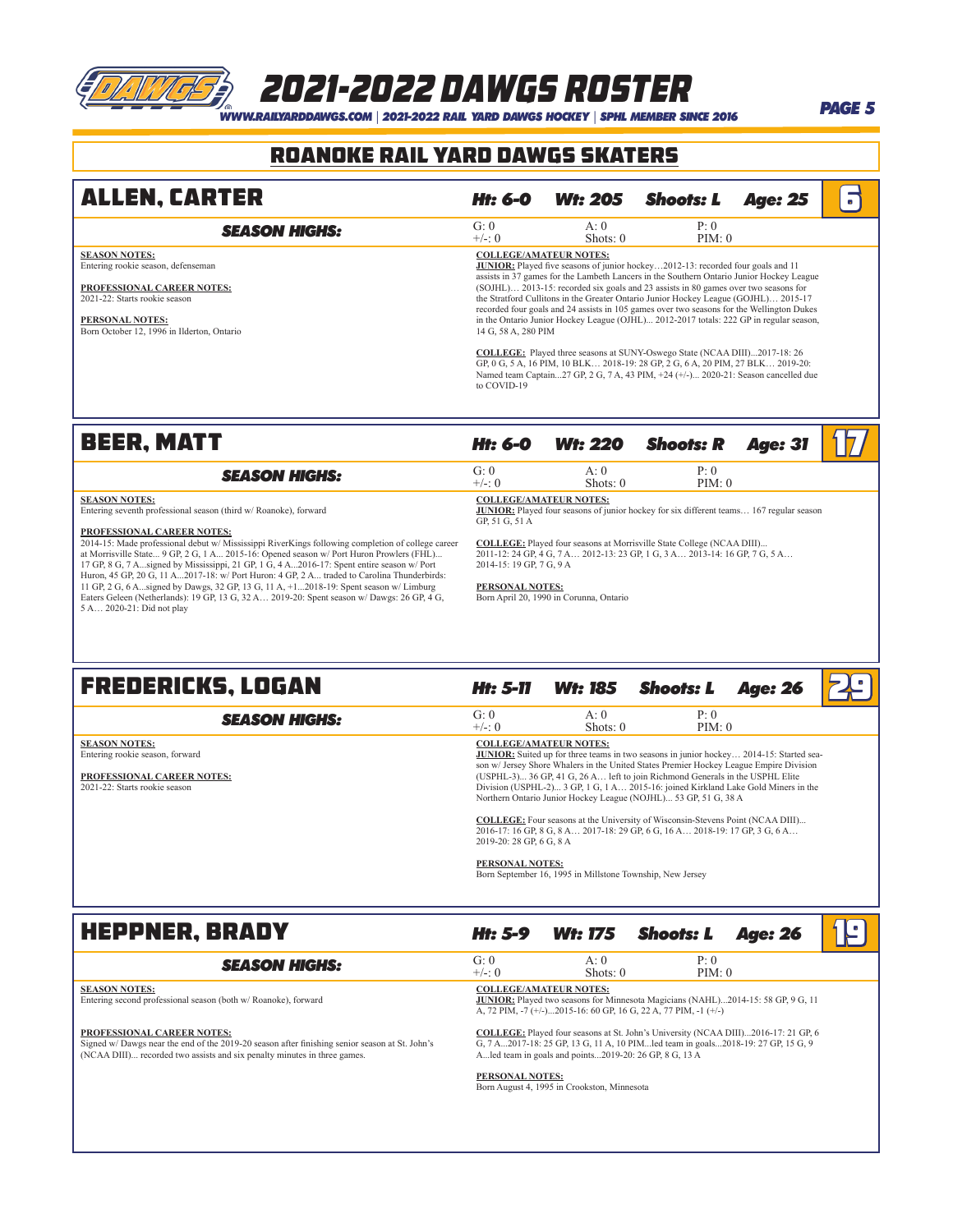# 2021-2022 DAWGS ROSTER

## ROANOKE RAIL YARD DAWGS SKATERS

### ALLEN, CARTER — #6

**Ht: 6-0 | Wt: 205 | Shoots: L | Age: 25**

**SEASON HIGHS:**

| G: 0 | A: 0 | P: 0 |
|---|---|---|
| +/-: 0 | Shots: 0 | PIM: 0 |

**SEASON NOTES:**
Entering rookie season, defenseman

**PROFESSIONAL CAREER NOTES:**
2021-22: Starts rookie season

**PERSONAL NOTES:**
Born October 12, 1996 in Ilderton, Ontario

**COLLEGE/AMATEUR NOTES:**
**JUNIOR:** Played five seasons of junior hockey…2012-13: recorded four goals and 11 assists in 37 games for the Lambeth Lancers in the Southern Ontario Junior Hockey League (SOJHL)… 2013-15: recorded six goals and 23 assists in 80 games over two seasons for the Stratford Cullitons in the Greater Ontario Junior Hockey League (GOJHL)… 2015-17 recorded four goals and 24 assists in 105 games over two seasons for the Wellington Dukes in the Ontario Junior Hockey League (OJHL)... 2012-2017 totals: 222 GP in regular season, 14 G, 58 A, 280 PIM

**COLLEGE:** Played three seasons at SUNY-Oswego State (NCAA DIII)...2017-18: 26 GP, 0 G, 5 A, 16 PIM, 10 BLK… 2018-19: 28 GP, 2 G, 6 A, 20 PIM, 27 BLK… 2019-20: Named team Captain...27 GP, 2 G, 7 A, 43 PIM, +24 (+/-)... 2020-21: Season cancelled due to COVID-19

### BEER, MATT — #17

**Ht: 6-0 | Wt: 220 | Shoots: R | Age: 31**

**SEASON HIGHS:**

| G: 0 | A: 0 | P: 0 |
|---|---|---|
| +/-: 0 | Shots: 0 | PIM: 0 |

**SEASON NOTES:**
Entering seventh professional season (third w/ Roanoke), forward

**PROFESSIONAL CAREER NOTES:**
2014-15: Made professional debut w/ Mississippi RiverKings following completion of college career at Morrisville State... 9 GP, 2 G, 1 A... 2015-16: Opened season w/ Port Huron Prowlers (FHL)... 17 GP, 8 G, 7 A...signed by Mississippi, 21 GP, 1 G, 4 A...2016-17: Spent entire season w/ Port Huron, 45 GP, 20 G, 11 A...2017-18: w/ Port Huron: 4 GP, 2 A... traded to Carolina Thunderbirds: 11 GP, 2 G, 6 A...signed by Dawgs, 32 GP, 13 G, 11 A, +1...2018-19: Spent season w/ Limburg Eaters Geleen (Netherlands): 19 GP, 13 G, 32 A… 2019-20: Spent season w/ Dawgs: 26 GP, 4 G, 5 A… 2020-21: Did not play

**COLLEGE/AMATEUR NOTES:**
**JUNIOR:** Played four seasons of junior hockey for six different teams… 167 regular season GP, 51 G, 51 A

**COLLEGE:** Played four seasons at Morrisville State College (NCAA DIII)... 2011-12: 24 GP, 4 G, 7 A… 2012-13: 23 GP, 1 G, 3 A… 2013-14: 16 GP, 7 G, 5 A… 2014-15: 19 GP, 7 G, 9 A

**PERSONAL NOTES:**
Born April 20, 1990 in Corunna, Ontario

### FREDERICKS, LOGAN — #29

**Ht: 5-11 | Wt: 185 | Shoots: L | Age: 26**

**SEASON HIGHS:**

| G: 0 | A: 0 | P: 0 |
|---|---|---|
| +/-: 0 | Shots: 0 | PIM: 0 |

**SEASON NOTES:**
Entering rookie season, forward

**PROFESSIONAL CAREER NOTES:**
2021-22: Starts rookie season

**COLLEGE/AMATEUR NOTES:**
**JUNIOR:** Suited up for three teams in two seasons in junior hockey… 2014-15: Started season w/ Jersey Shore Whalers in the United States Premier Hockey League Empire Division (USPHL-3)... 36 GP, 41 G, 26 A… left to join Richmond Generals in the USPHL Elite Division (USPHL-2)... 3 GP, 1 G, 1 A… 2015-16: joined Kirkland Lake Gold Miners in the Northern Ontario Junior Hockey League (NOJHL)... 53 GP, 51 G, 38 A

**COLLEGE:** Four seasons at the University of Wisconsin-Stevens Point (NCAA DIII)... 2016-17: 16 GP, 8 G, 8 A… 2017-18: 29 GP, 6 G, 16 A… 2018-19: 17 GP, 3 G, 6 A… 2019-20: 28 GP, 6 G, 8 A

**PERSONAL NOTES:**
Born September 16, 1995 in Millstone Township, New Jersey

### HEPPNER, BRADY — #19

**Ht: 5-9 | Wt: 175 | Shoots: L | Age: 26**

**SEASON HIGHS:**

| G: 0 | A: 0 | P: 0 |
|---|---|---|
| +/-: 0 | Shots: 0 | PIM: 0 |

**SEASON NOTES:**
Entering second professional season (both w/ Roanoke), forward

**PROFESSIONAL CAREER NOTES:**
Signed w/ Dawgs near the end of the 2019-20 season after finishing senior season at St. John's (NCAA DIII)... recorded two assists and six penalty minutes in three games.

**COLLEGE/AMATEUR NOTES:**
**JUNIOR:** Played two seasons for Minnesota Magicians (NAHL)...2014-15: 58 GP, 9 G, 11 A, 72 PIM, -7 (+/-)...2015-16: 60 GP, 16 G, 22 A, 77 PIM, -1 (+/-)

**COLLEGE:** Played four seasons at St. John's University (NCAA DIII)...2016-17: 21 GP, 6 G, 7 A...2017-18: 25 GP, 13 G, 11 A, 10 PIM...led team in goals...2018-19: 27 GP, 15 G, 9 A...led team in goals and points...2019-20: 26 GP, 8 G, 13 A

**PERSONAL NOTES:**
Born August 4, 1995 in Crookston, Minnesota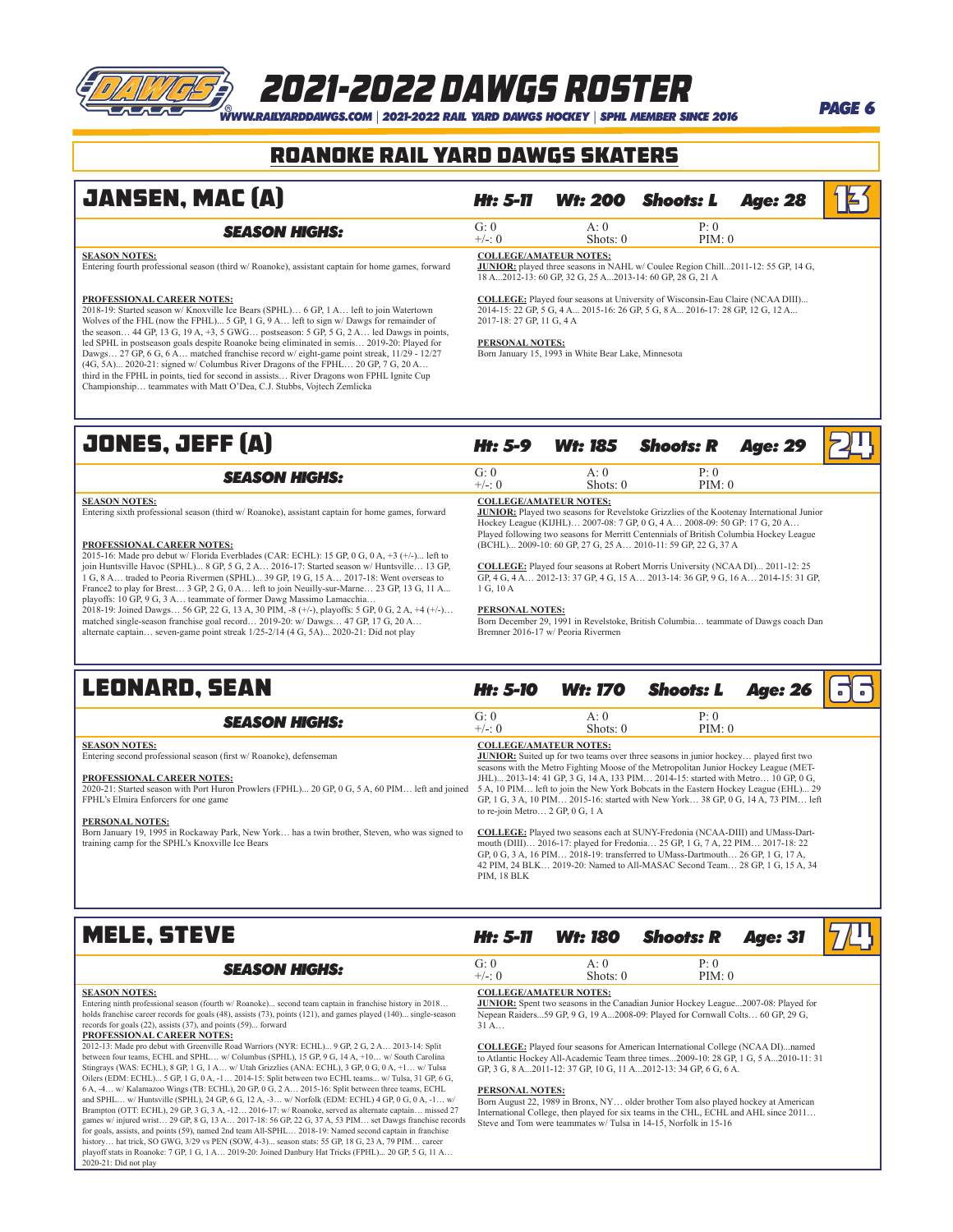# 2021-2022 DAWGS ROSTER

## ROANOKE RAIL YARD DAWGS SKATERS

## JANSEN, MAC (A) — 13

**Ht: 5-11 | Wt: 200 | Shoots: L | Age: 28**

**SEASON HIGHS:**

| G: 0 | A: 0 | P: 0 |
|---|---|---|
| +/-: 0 | Shots: 0 | PIM: 0 |

**SEASON NOTES:**
Entering fourth professional season (third w/ Roanoke), assistant captain for home games, forward

**PROFESSIONAL CAREER NOTES:**
2018-19: Started season w/ Knoxville Ice Bears (SPHL)… 6 GP, 1 A… left to join Watertown Wolves of the FHL (now the FPHL)... 5 GP, 1 G, 9 A… left to sign w/ Dawgs for remainder of the season… 44 GP, 13 G, 19 A, +3, 5 GWG… postseason: 5 GP, 5 G, 2 A… led Dawgs in points, led SPHL in postseason goals despite Roanoke being eliminated in semis… 2019-20: Played for Dawgs… 27 GP, 6 G, 6 A… matched franchise record w/ eight-game point streak, 11/29 - 12/27 (4G, 5A)... 2020-21: signed w/ Columbus River Dragons of the FPHL… 20 GP, 7 G, 20 A… third in the FPHL in points, tied for second in assists… River Dragons won FPHL Ignite Cup Championship… teammates with Matt O'Dea, C.J. Stubbs, Vojtech Zemlicka

**COLLEGE/AMATEUR NOTES:**
**JUNIOR:** played three seasons in NAHL w/ Coulee Region Chill...2011-12: 55 GP, 14 G, 18 A...2012-13: 60 GP, 32 G, 25 A...2013-14: 60 GP, 28 G, 21 A

**COLLEGE:** Played four seasons at University of Wisconsin-Eau Claire (NCAA DIII)... 2014-15: 22 GP, 5 G, 4 A... 2015-16: 26 GP, 5 G, 8 A... 2016-17: 28 GP, 12 G, 12 A... 2017-18: 27 GP, 11 G, 4 A

**PERSONAL NOTES:**
Born January 15, 1993 in White Bear Lake, Minnesota

## JONES, JEFF (A) — 24

**Ht: 5-9 | Wt: 185 | Shoots: R | Age: 29**

**SEASON HIGHS:**

| G: 0 | A: 0 | P: 0 |
|---|---|---|
| +/-: 0 | Shots: 0 | PIM: 0 |

**SEASON NOTES:**
Entering sixth professional season (third w/ Roanoke), assistant captain for home games, forward

**PROFESSIONAL CAREER NOTES:**
2015-16: Made pro debut w/ Florida Everblades (CAR: ECHL): 15 GP, 0 G, 0 A, +3 (+/-)... left to join Huntsville Havoc (SPHL)... 8 GP, 5 G, 2 A… 2016-17: Started season w/ Huntsville… 13 GP, 1 G, 8 A… traded to Peoria Rivermen (SPHL)... 39 GP, 19 G, 15 A… 2017-18: Went overseas to France2 to play for Brest… 3 GP, 2 G, 0 A… left to join Neuilly-sur-Marne… 23 GP, 13 G, 11 A... playoffs: 10 GP, 9 G, 3 A… teammate of former Dawg Massimo Lamacchia…
2018-19: Joined Dawgs… 56 GP, 22 G, 13 A, 30 PIM, -8 (+/-), playoffs: 5 GP, 0 G, 2 A, +4 (+/-)… matched single-season franchise goal record… 2019-20: w/ Dawgs… 47 GP, 17 G, 20 A… alternate captain… seven-game point streak 1/25-2/14 (4 G, 5A)... 2020-21: Did not play

**COLLEGE/AMATEUR NOTES:**
**JUNIOR:** Played two seasons for Revelstoke Grizzlies of the Kootenay International Junior Hockey League (KIJHL)... 2007-08: 7 GP, 0 G, 4 A… 2008-09: 50 GP: 17 G, 20 A… Played following two seasons for Merritt Centennials of British Columbia Hockey League (BCHL)... 2009-10: 60 GP, 27 G, 25 A… 2010-11: 59 GP, 22 G, 37 A

**COLLEGE:** Played four seasons at Robert Morris University (NCAA DI)... 2011-12: 25 GP, 4 G, 4 A… 2012-13: 37 GP, 4 G, 15 A… 2013-14: 36 GP, 9 G, 16 A… 2014-15: 31 GP, 1 G, 10 A

**PERSONAL NOTES:**
Born December 29, 1991 in Revelstoke, British Columbia… teammate of Dawgs coach Dan Bremner 2016-17 w/ Peoria Rivermen

## LEONARD, SEAN — 66

**Ht: 5-10 | Wt: 170 | Shoots: L | Age: 26**

**SEASON HIGHS:**

| G: 0 | A: 0 | P: 0 |
|---|---|---|
| +/-: 0 | Shots: 0 | PIM: 0 |

**SEASON NOTES:**
Entering second professional season (first w/ Roanoke), defenseman

**PROFESSIONAL CAREER NOTES:**
2020-21: Started season with Port Huron Prowlers (FPHL)... 20 GP, 0 G, 5 A, 60 PIM… left and joined FPHL's Elmira Enforcers for one game

**PERSONAL NOTES:**
Born January 19, 1995 in Rockaway Park, New York… has a twin brother, Steven, who was signed to training camp for the SPHL's Knoxville Ice Bears

**COLLEGE/AMATEUR NOTES:**
**JUNIOR:** Suited up for two teams over three seasons in junior hockey… played first two seasons with the Metro Fighting Moose of the Metropolitan Junior Hockey League (MET-JHL)... 2013-14: 41 GP, 3 G, 14 A, 133 PIM… 2014-15: started with Metro… 10 GP, 0 G, 5 A, 10 PIM… left to join the New York Bobcats in the Eastern Hockey League (EHL)... 29 GP, 1 G, 3 A, 10 PIM… 2015-16: started with New York… 38 GP, 0 G, 14 A, 73 PIM… left to re-join Metro… 2 GP, 0 G, 1 A

**COLLEGE:** Played two seasons each at SUNY-Fredonia (NCAA-DIII) and UMass-Dartmouth (DIII)… 2016-17: played for Fredonia… 25 GP, 1 G, 7 A, 22 PIM… 2017-18: 22 GP, 0 G, 3 A, 16 PIM… 2018-19: transferred to UMass-Dartmouth… 26 GP, 1 G, 17 A, 42 PIM, 24 BLK… 2019-20: Named to All-MASAC Second Team… 28 GP, 1 G, 15 A, 34 PIM, 18 BLK

## MELE, STEVE — 74

**Ht: 5-11 | Wt: 180 | Shoots: R | Age: 31**

**SEASON HIGHS:**

| G: 0 | A: 0 | P: 0 |
|---|---|---|
| +/-: 0 | Shots: 0 | PIM: 0 |

**SEASON NOTES:**
Entering ninth professional season (fourth w/ Roanoke)... second team captain in franchise history in 2018… holds franchise career records for goals (48), assists (73), points (121), and games played (140)... single-season records for goals (22), assists (37), and points (59)... forward

**PROFESSIONAL CAREER NOTES:**
2012-13: Made pro debut with Greenville Road Warriors (NYR: ECHL)... 9 GP, 2 G, 2 A… 2013-14: Split between four teams, ECHL and SPHL… w/ Columbus (SPHL), 15 GP, 9 G, 14 A, +10… w/ South Carolina Stingrays (WAS: ECHL), 8 GP, 1 G, 1 A… w/ Utah Grizzlies (ANA: ECHL), 3 GP, 0 G, 0 A, +1… w/ Tulsa Oilers (EDM: ECHL)... 5 GP, 1 G, 0 A, -1… 2014-15: Split between two ECHL teams... w/ Tulsa, 31 GP, 6 G, 6 A, -4… w/ Kalamazoo Wings (TB: ECHL), 20 GP, 0 G, 2 A… 2015-16: Split between three teams, ECHL and SPHL… w/ Huntsville (SPHL), 24 GP, 6 G, 12 A, -3… w/ Norfolk (EDM: ECHL) 4 GP, 0 G, 0 A, -1… w/ Brampton (OTT: ECHL), 29 GP, 3 G, 3 A, -12… 2016-17: w/ Roanoke, served as alternate captain… missed 27 games w/ injured wrist… 29 GP, 8 G, 13 A… 2017-18: 56 GP, 22 G, 37 A, 53 PIM… set Dawgs franchise records for goals, assists, and points (59), named 2nd team All-SPHL… 2018-19: Named second captain in franchise history… hat trick, SO GWG, 3/29 vs PEN (SOW, 4-3)... season stats: 55 GP, 18 G, 23 A, 79 PIM… career playoff stats in Roanoke: 7 GP, 1 G, 1 A… 2019-20: Joined Danbury Hat Tricks (FPHL)... 20 GP, 5 G, 11 A… 2020-21: Did not play

**COLLEGE/AMATEUR NOTES:**
**JUNIOR:** Spent two seasons in the Canadian Junior Hockey League...2007-08: Played for Nepean Raiders...59 GP, 9 G, 19 A...2008-09: Played for Cornwall Colts… 60 GP, 29 G, 31 A…

**COLLEGE:** Played four seasons for American International College (NCAA DI)...named to Atlantic Hockey All-Academic Team three times...2009-10: 28 GP, 1 G, 5 A...2010-11: 31 GP, 3 G, 8 A...2011-12: 37 GP, 10 G, 11 A...2012-13: 34 GP, 6 G, 6 A.

**PERSONAL NOTES:**
Born August 22, 1989 in Bronx, NY… older brother Tom also played hockey at American International College, then played for six teams in the CHL, ECHL and AHL since 2011… Steve and Tom were teammates w/ Tulsa in 14-15, Norfolk in 15-16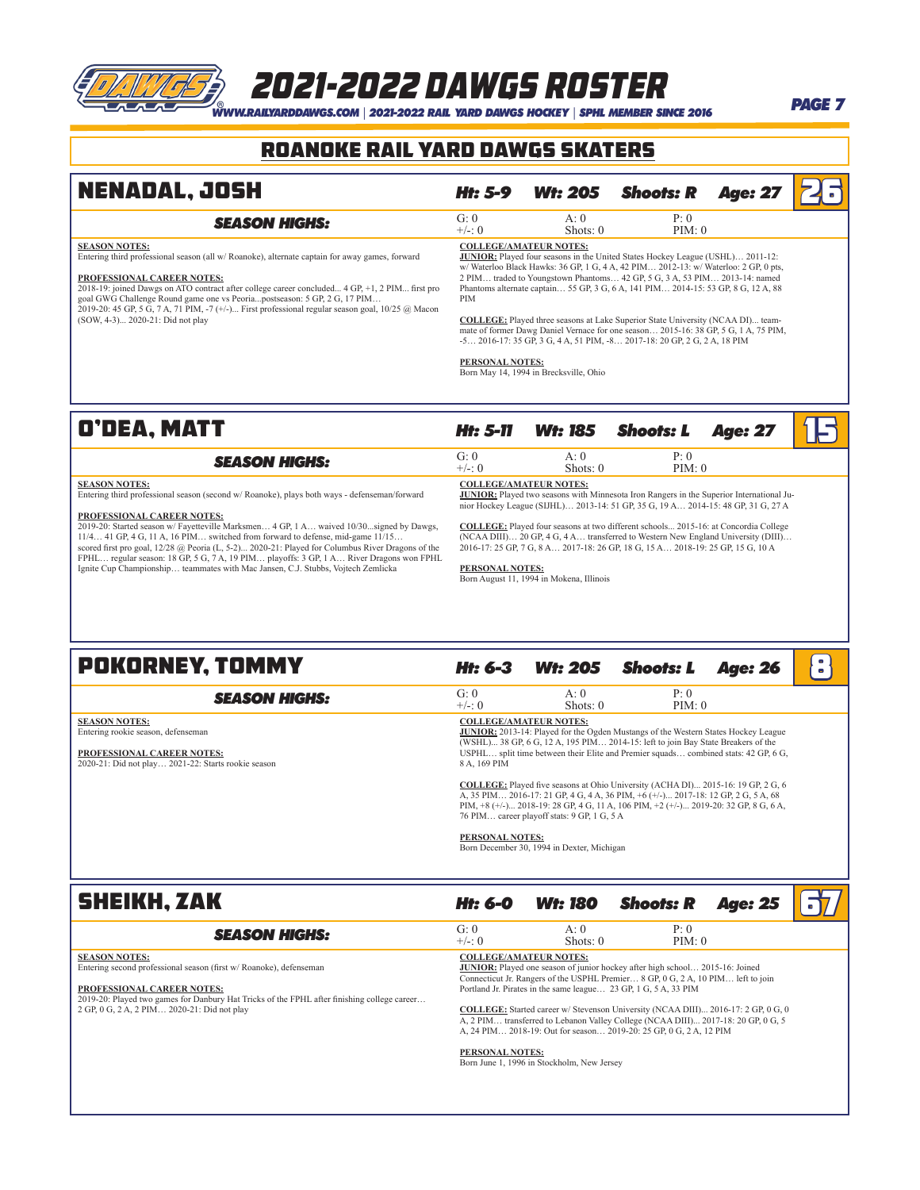# 2021-2022 DAWGS ROSTER

WWW.RAILYARDDAWGS.COM | 2021-2022 RAIL YARD DAWGS HOCKEY | SPHL MEMBER SINCE 2016

## ROANOKE RAIL YARD DAWGS SKATERS

### NENADAL, JOSH — 26

**Ht: 5-9 | Wt: 205 | Shoots: R | Age: 27**

**SEASON HIGHS:**

| G: 0 | A: 0 | P: 0 |
|---|---|---|
| +/-: 0 | Shots: 0 | PIM: 0 |

**SEASON NOTES:**
Entering third professional season (all w/ Roanoke), alternate captain for away games, forward

**PROFESSIONAL CAREER NOTES:**
2018-19: joined Dawgs on ATO contract after college career concluded... 4 GP, +1, 2 PIM... first pro goal GWG Challenge Round game one vs Peoria...postseason: 5 GP, 2 G, 17 PIM…
2019-20: 45 GP, 5 G, 7 A, 71 PIM, -7 (+/-)... First professional regular season goal, 10/25 @ Macon (SOW, 4-3)... 2020-21: Did not play

**COLLEGE/AMATEUR NOTES:**
**JUNIOR:** Played four seasons in the United States Hockey League (USHL)… 2011-12: w/ Waterloo Black Hawks: 36 GP, 1 G, 4 A, 42 PIM… 2012-13: w/ Waterloo: 2 GP, 0 pts, 2 PIM… traded to Youngstown Phantoms… 42 GP, 5 G, 3 A, 53 PIM… 2013-14: named Phantoms alternate captain… 55 GP, 3 G, 6 A, 141 PIM… 2014-15: 53 GP, 8 G, 12 A, 88 PIM

**COLLEGE:** Played three seasons at Lake Superior State University (NCAA DI)... teammate of former Dawg Daniel Vernace for one season… 2015-16: 38 GP, 5 G, 1 A, 75 PIM, -5… 2016-17: 35 GP, 3 G, 4 A, 51 PIM, -8… 2017-18: 20 GP, 2 G, 2 A, 18 PIM

**PERSONAL NOTES:**
Born May 14, 1994 in Brecksville, Ohio

### O'DEA, MATT — 15

**Ht: 5-11 | Wt: 185 | Shoots: L | Age: 27**

**SEASON HIGHS:**

| G: 0 | A: 0 | P: 0 |
|---|---|---|
| +/-: 0 | Shots: 0 | PIM: 0 |

**SEASON NOTES:**
Entering third professional season (second w/ Roanoke), plays both ways - defenseman/forward

**PROFESSIONAL CAREER NOTES:**
2019-20: Started season w/ Fayetteville Marksmen… 4 GP, 1 A… waived 10/30...signed by Dawgs, 11/4… 41 GP, 4 G, 11 A, 16 PIM… switched from forward to defense, mid-game 11/15… scored first pro goal, 12/28 @ Peoria (L, 5-2)... 2020-21: Played for Columbus River Dragons of the FPHL… regular season: 18 GP, 5 G, 7 A, 19 PIM… playoffs: 3 GP, 1 A… River Dragons won FPHL Ignite Cup Championship… teammates with Mac Jansen, C.J. Stubbs, Vojtech Zemlicka

**COLLEGE/AMATEUR NOTES:**
**JUNIOR:** Played two seasons with Minnesota Iron Rangers in the Superior International Junior Hockey League (SIJHL)… 2013-14: 51 GP, 35 G, 19 A… 2014-15: 48 GP, 31 G, 27 A

**COLLEGE:** Played four seasons at two different schools... 2015-16: at Concordia College (NCAA DIII)… 20 GP, 4 G, 4 A… transferred to Western New England University (DIII)… 2016-17: 25 GP, 7 G, 8 A… 2017-18: 26 GP, 18 G, 15 A… 2018-19: 25 GP, 15 G, 10 A

**PERSONAL NOTES:**
Born August 11, 1994 in Mokena, Illinois

### POKORNEY, TOMMY — 8

**Ht: 6-3 | Wt: 205 | Shoots: L | Age: 26**

**SEASON HIGHS:**

| G: 0 | A: 0 | P: 0 |
|---|---|---|
| +/-: 0 | Shots: 0 | PIM: 0 |

**SEASON NOTES:**
Entering rookie season, defenseman

**PROFESSIONAL CAREER NOTES:**
2020-21: Did not play… 2021-22: Starts rookie season

**COLLEGE/AMATEUR NOTES:**
**JUNIOR:** 2013-14: Played for the Ogden Mustangs of the Western States Hockey League (WSHL)... 38 GP, 6 G, 12 A, 195 PIM… 2014-15: left to join Bay State Breakers of the USPHL… split time between their Elite and Premier squads… combined stats: 42 GP, 6 G, 8 A, 169 PIM

**COLLEGE:** Played five seasons at Ohio University (ACHA DI)... 2015-16: 19 GP, 2 G, 6 A, 35 PIM… 2016-17: 21 GP, 4 G, 4 A, 36 PIM, +6 (+/-)... 2017-18: 12 GP, 2 G, 5 A, 68 PIM, +8 (+/-)... 2018-19: 28 GP, 4 G, 11 A, 106 PIM, +2 (+/-)... 2019-20: 32 GP, 8 G, 6 A, 76 PIM… career playoff stats: 9 GP, 1 G, 5 A

**PERSONAL NOTES:**
Born December 30, 1994 in Dexter, Michigan

### SHEIKH, ZAK — 67

**Ht: 6-0 | Wt: 180 | Shoots: R | Age: 25**

**SEASON HIGHS:**

| G: 0 | A: 0 | P: 0 |
|---|---|---|
| +/-: 0 | Shots: 0 | PIM: 0 |

**SEASON NOTES:**
Entering second professional season (first w/ Roanoke), defenseman

**PROFESSIONAL CAREER NOTES:**
2019-20: Played two games for Danbury Hat Tricks of the FPHL after finishing college career… 2 GP, 0 G, 2 A, 2 PIM… 2020-21: Did not play

**COLLEGE/AMATEUR NOTES:**
**JUNIOR:** Played one season of junior hockey after high school… 2015-16: Joined Connecticut Jr. Rangers of the USPHL Premier… 8 GP, 0 G, 2 A, 10 PIM… left to join Portland Jr. Pirates in the same league… 23 GP, 1 G, 5 A, 33 PIM

**COLLEGE:** Started career w/ Stevenson University (NCAA DIII)... 2016-17: 2 GP, 0 G, 0 A, 2 PIM… transferred to Lebanon Valley College (NCAA DIII)... 2017-18: 20 GP, 0 G, 5 A, 24 PIM… 2018-19: Out for season… 2019-20: 25 GP, 0 G, 2 A, 12 PIM

**PERSONAL NOTES:**
Born June 1, 1996 in Stockholm, New Jersey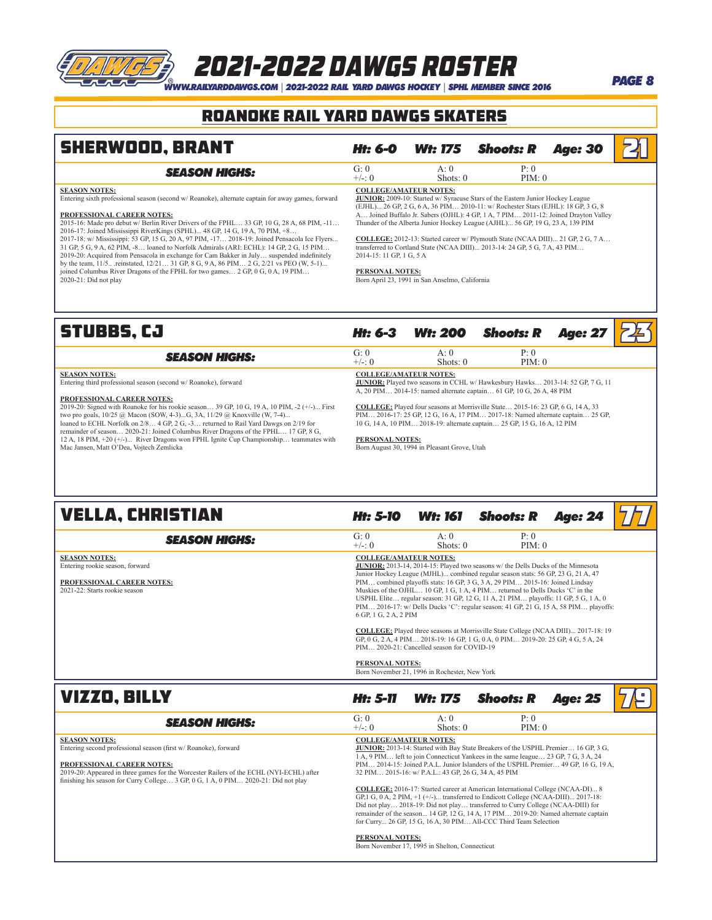## ROANOKE RAIL YARD DAWGS SKATERS

### SHERWOOD, BRANT — 21

**Ht: 6-0 Wt: 175 Shoots: R Age: 30**

**SEASON HIGHS:**

| G: 0 | A: 0 | P: 0 |
|---|---|---|
| +/-: 0 | Shots: 0 | PIM: 0 |

**SEASON NOTES:**
Entering sixth professional season (second w/ Roanoke), alternate captain for away games, forward

**PROFESSIONAL CAREER NOTES:**
2015-16: Made pro debut w/ Berlin River Drivers of the FPHL… 33 GP, 10 G, 28 A, 68 PIM, -11… 2016-17: Joined Mississippi RiverKings (SPHL)... 48 GP, 14 G, 19 A, 70 PIM, +8… 2017-18: w/ Mississippi: 53 GP, 15 G, 20 A, 97 PIM, -17… 2018-19: Joined Pensacola Ice Flyers... 31 GP, 5 G, 9 A, 62 PIM, -8… loaned to Norfolk Admirals (ARI: ECHL): 14 GP, 2 G, 15 PIM… 2019-20: Acquired from Pensacola in exchange for Cam Bakker in July… suspended indefinitely by the team, 11/5.. .reinstated, 12/21… 31 GP, 8 G, 9 A, 86 PIM… 2 G, 2/21 vs PEO (W, 5-1)... joined Columbus River Dragons of the FPHL for two games… 2 GP, 0 G, 0 A, 19 PIM… 2020-21: Did not play

**COLLEGE/AMATEUR NOTES:**
**JUNIOR:** 2009-10: Started w/ Syracuse Stars of the Eastern Junior Hockey League (EJHL)... 26 GP, 2 G, 6 A, 36 PIM… 2010-11: w/ Rochester Stars (EJHL): 18 GP, 3 G, 8 A… Joined Buffalo Jr. Sabers (OJHL): 4 GP, 1 A, 7 PIM… 2011-12: Joined Drayton Valley Thunder of the Alberta Junior Hockey League (AJHL)... 56 GP, 19 G, 23 A, 139 PIM

**COLLEGE:** 2012-13: Started career w/ Plymouth State (NCAA DIII)... 21 GP, 2 G, 7 A… transferred to Cortland State (NCAA DIII)... 2013-14: 24 GP, 5 G, 7 A, 43 PIM… 2014-15: 11 GP, 1 G, 5 A

**PERSONAL NOTES:**
Born April 23, 1991 in San Anselmo, California

### STUBBS, CJ — 23

**Ht: 6-3 Wt: 200 Shoots: R Age: 27**

**SEASON HIGHS:**

| G: 0 | A: 0 | P: 0 |
|---|---|---|
| +/-: 0 | Shots: 0 | PIM: 0 |

**SEASON NOTES:**
Entering third professional season (second w/ Roanoke), forward

**PROFESSIONAL CAREER NOTES:**
2019-20: Signed with Roanoke for his rookie season… 39 GP, 10 G, 19 A, 10 PIM, -2 (+/-)... First two pro goals, 10/25 @ Macon (SOW, 4-3)...G, 3A, 11/29 @ Knoxville (W, 7-4)... loaned to ECHL Norfolk on 2/8… 4 GP, 2 G, -3… returned to Rail Yard Dawgs on 2/19 for remainder of season… 2020-21: Joined Columbus River Dragons of the FPHL… 17 GP, 8 G, 12 A, 18 PIM, +20 (+/-)... River Dragons won FPHL Ignite Cup Championship… teammates with Mac Jansen, Matt O'Dea, Vojtech Zemlicka

**COLLEGE/AMATEUR NOTES:**
**JUNIOR:** Played two seasons in CCHL w/ Hawkesbury Hawks… 2013-14: 52 GP, 7 G, 11 A, 20 PIM… 2014-15: named alternate captain… 61 GP, 10 G, 26 A, 48 PIM

**COLLEGE:** Played four seasons at Morrisville State… 2015-16: 23 GP, 6 G, 14 A, 33 PIM… 2016-17: 25 GP, 12 G, 16 A, 17 PIM… 2017-18: Named alternate captain… 25 GP, 10 G, 14 A, 10 PIM… 2018-19: alternate captain… 25 GP, 15 G, 16 A, 12 PIM

**PERSONAL NOTES:**
Born August 30, 1994 in Pleasant Grove, Utah

### VELLA, CHRISTIAN — 77

**Ht: 5-10 Wt: 161 Shoots: R Age: 24**

**SEASON HIGHS:**

| G: 0 | A: 0 | P: 0 |
|---|---|---|
| +/-: 0 | Shots: 0 | PIM: 0 |

**SEASON NOTES:**
Entering rookie season, forward

**PROFESSIONAL CAREER NOTES:**
2021-22: Starts rookie season

**COLLEGE/AMATEUR NOTES:**
**JUNIOR:** 2013-14, 2014-15: Played two seasons w/ the Dells Ducks of the Minnesota Junior Hockey League (MJHL)... combined regular season stats: 56 GP, 23 G, 21 A, 47 PIM… combined playoffs stats: 16 GP, 3 G, 3 A, 29 PIM… 2015-16: Joined Lindsay Muskies of the OJHL… 10 GP, 1 G, 1 A, 4 PIM… returned to Dells Ducks 'C' in the USPHL Elite… regular season: 31 GP, 12 G, 11 A, 21 PIM… playoffs: 11 GP, 5 G, 1 A, 0 PIM… 2016-17: w/ Dells Ducks 'C': regular season: 41 GP, 21 G, 15 A, 58 PIM… playoffs: 6 GP, 1 G, 2 A, 2 PIM

**COLLEGE:** Played three seasons at Morrisville State College (NCAA DIII)... 2017-18: 19 GP, 0 G, 2 A, 4 PIM… 2018-19: 16 GP, 1 G, 0 A, 0 PIM… 2019-20: 25 GP, 4 G, 5 A, 24 PIM… 2020-21: Cancelled season for COVID-19

**PERSONAL NOTES:**
Born November 21, 1996 in Rochester, New York

### VIZZO, BILLY — 79

**Ht: 5-11 Wt: 175 Shoots: R Age: 25**

**SEASON HIGHS:**

| G: 0 | A: 0 | P: 0 |
|---|---|---|
| +/-: 0 | Shots: 0 | PIM: 0 |

**SEASON NOTES:**
Entering second professional season (first w/ Roanoke), forward

**PROFESSIONAL CAREER NOTES:**
2019-20: Appeared in three games for the Worcester Railers of the ECHL (NYI-ECHL) after finishing his season for Curry College… 3 GP, 0 G, 1 A, 0 PIM… 2020-21: Did not play

**COLLEGE/AMATEUR NOTES:**
**JUNIOR:** 2013-14: Started with Bay State Breakers of the USPHL Premier… 16 GP, 3 G, 1 A, 9 PIM… left to join Connecticut Yankees in the same league… 23 GP, 7 G, 3 A, 24 PIM… 2014-15: Joined P.A.L. Junior Islanders of the USPHL Premier… 49 GP, 16 G, 19 A, 32 PIM… 2015-16: w/ P.A.L.: 43 GP, 26 G, 34 A, 45 PIM

**COLLEGE:** 2016-17: Started career at American International College (NCAA-DI)... 8 GP, 1 G, 0 A, 2 PIM, +1 (+/-)... transferred to Endicott College (NCAA-DIII)... 2017-18: Did not play… 2018-19: Did not play… transferred to Curry College (NCAA-DIII) for remainder of the season... 14 GP, 12 G, 14 A, 17 PIM… 2019-20: Named alternate captain for Curry... 26 GP, 15 G, 16 A, 30 PIM… All-CCC Third Team Selection

**PERSONAL NOTES:**
Born November 17, 1995 in Shelton, Connecticut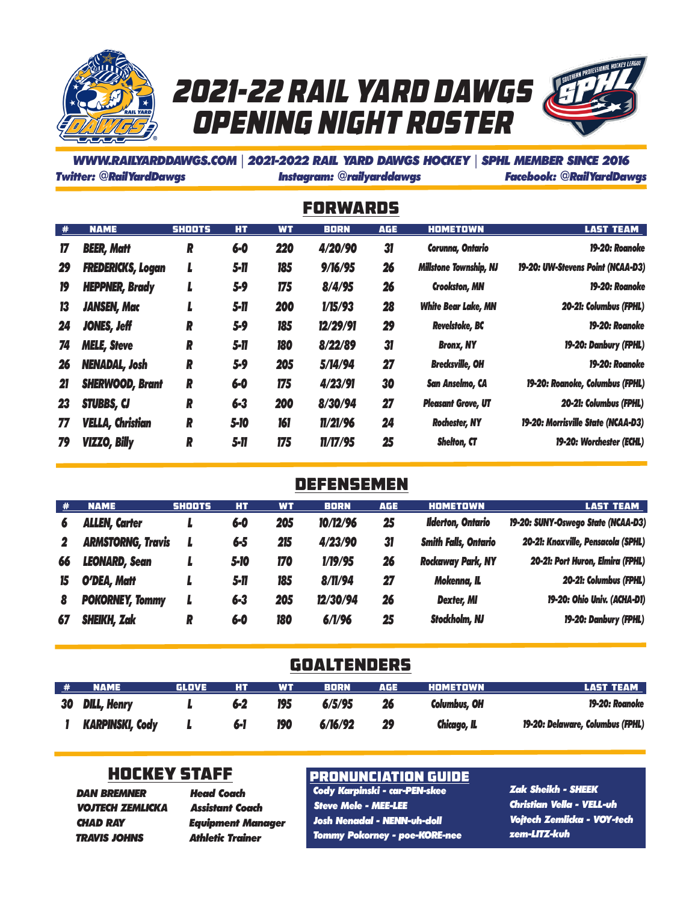# 2021-22 RAIL YARD DAWGS OPENING NIGHT ROSTER

**WWW.RAILYARDDAWGS.COM | 2021-2022 RAIL YARD DAWGS HOCKEY | SPHL MEMBER SINCE 2016**

**Twitter: @RailYardDawgs** **Instagram: @railyarddawgs** **Facebook: @RailYardDawgs**

## FORWARDS

| # | NAME | SHOOTS | HT | WT | BORN | AGE | HOMETOWN | LAST TEAM |
|---|---|---|---|---|---|---|---|---|
| 17 | BEER, Matt | R | 6-0 | 220 | 4/20/90 | 31 | Corunna, Ontario | 19-20: Roanoke |
| 29 | FREDERICKS, Logan | L | 5-11 | 185 | 9/16/95 | 26 | Millstone Township, NJ | 19-20: UW-Stevens Point (NCAA-D3) |
| 19 | HEPPNER, Brady | L | 5-9 | 175 | 8/4/95 | 26 | Crookston, MN | 19-20: Roanoke |
| 13 | JANSEN, Mac | L | 5-11 | 200 | 1/15/93 | 28 | White Bear Lake, MN | 20-21: Columbus (FPHL) |
| 24 | JONES, Jeff | R | 5-9 | 185 | 12/29/91 | 29 | Revelstoke, BC | 19-20: Roanoke |
| 74 | MELE, Steve | R | 5-11 | 180 | 8/22/89 | 31 | Bronx, NY | 19-20: Danbury (FPHL) |
| 26 | NENADAL, Josh | R | 5-9 | 205 | 5/14/94 | 27 | Brecksville, OH | 19-20: Roanoke |
| 21 | SHERWOOD, Brant | R | 6-0 | 175 | 4/23/91 | 30 | San Anselmo, CA | 19-20: Roanoke, Columbus (FPHL) |
| 23 | STUBBS, CJ | R | 6-3 | 200 | 8/30/94 | 27 | Pleasant Grove, UT | 20-21: Columbus (FPHL) |
| 77 | VELLA, Christian | R | 5-10 | 161 | 11/21/96 | 24 | Rochester, NY | 19-20: Morrisville State (NCAA-D3) |
| 79 | VIZZO, Billy | R | 5-11 | 175 | 11/17/95 | 25 | Shelton, CT | 19-20: Worchester (ECHL) |

## DEFENSEMEN

| # | NAME | SHOOTS | HT | WT | BORN | AGE | HOMETOWN | LAST TEAM |
|---|---|---|---|---|---|---|---|---|
| 6 | ALLEN, Carter | L | 6-0 | 205 | 10/12/96 | 25 | Ilderton, Ontario | 19-20: SUNY-Oswego State (NCAA-D3) |
| 2 | ARMSTORNG, Travis | L | 6-5 | 215 | 4/23/90 | 31 | Smith Falls, Ontario | 20-21: Knoxville, Pensacola (SPHL) |
| 66 | LEONARD, Sean | L | 5-10 | 170 | 1/19/95 | 26 | Rockaway Park, NY | 20-21: Port Huron, Elmira (FPHL) |
| 15 | O'DEA, Matt | L | 5-11 | 185 | 8/11/94 | 27 | Mokenna, IL | 20-21: Columbus (FPHL) |
| 8 | POKORNEY, Tommy | L | 6-3 | 205 | 12/30/94 | 26 | Dexter, MI | 19-20: Ohio Univ. (ACHA-D1) |
| 67 | SHEIKH, Zak | R | 6-0 | 180 | 6/1/96 | 25 | Stockholm, NJ | 19-20: Danbury (FPHL) |

## GOALTENDERS

| # | NAME | GLOVE | HT | WT | BORN | AGE | HOMETOWN | LAST TEAM |
|---|---|---|---|---|---|---|---|---|
| 30 | DILL, Henry | L | 6-2 | 195 | 6/5/95 | 26 | Columbus, OH | 19-20: Roanoke |
| 1 | KARPINSKI, Cody | L | 6-1 | 190 | 6/16/92 | 29 | Chicago, IL | 19-20: Delaware, Columbus (FPHL) |

## HOCKEY STAFF

| | |
|---|---|
| DAN BREMNER | Head Coach |
| VOJTECH ZEMLICKA | Assistant Coach |
| CHAD RAY | Equipment Manager |
| TRAVIS JOHNS | Athletic Trainer |

## PRONUNCIATION GUIDE

- Cody Karpinski - car-PEN-skee
- Steve Mele - MEE-LEE
- Josh Nenadal - NENN-uh-doll
- Tommy Pokorney - poe-KORE-nee
- Zak Sheikh - SHEEK
- Christian Vella - VELL-uh
- Vojtech Zemlicka - VOY-tech zem-LITZ-kuh